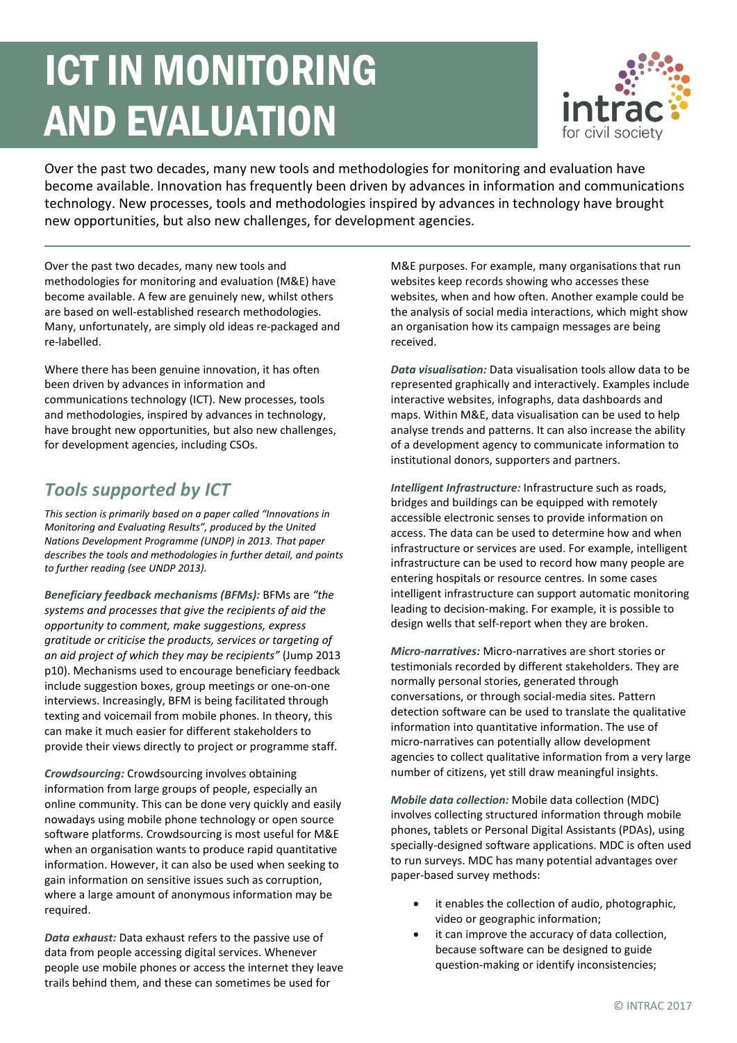# ICT IN MONITORING AND EVALUATION

Over the past two decades, many new tools and methodologies for monitoring and evaluation have become available. Innovation has frequently been driven by advances in information and communications technology. New processes, tools and methodologies inspired by advances in technology have brought new opportunities, but also new challenges, for development agencies.

---

Over the past two decades, many new tools and methodologies for monitoring and evaluation (M&E) have become available. A few are genuinely new, whilst others are based on well-established research methodologies. Many, unfortunately, are simply old ideas re-packaged and re-labelled.

Where there has been genuine innovation, it has often been driven by advances in information and communications technology (ICT). New processes, tools and methodologies, inspired by advances in technology, have brought new opportunities, but also new challenges, for development agencies, including CSOs.

## *Tools supported by ICT*

*This section is primarily based on a paper called "Innovations in Monitoring and Evaluating Results", produced by the United Nations Development Programme (UNDP) in 2013. That paper describes the tools and methodologies in further detail, and points to further reading (see UNDP 2013).*

***Beneficiary feedback mechanisms (BFMs):*** BFMs are *"the systems and processes that give the recipients of aid the opportunity to comment, make suggestions, express gratitude or criticise the products, services or targeting of an aid project of which they may be recipients"* (Jump 2013 p10). Mechanisms used to encourage beneficiary feedback include suggestion boxes, group meetings or one-on-one interviews. Increasingly, BFM is being facilitated through texting and voicemail from mobile phones. In theory, this can make it much easier for different stakeholders to provide their views directly to project or programme staff.

***Crowdsourcing:*** Crowdsourcing involves obtaining information from large groups of people, especially an online community. This can be done very quickly and easily nowadays using mobile phone technology or open source software platforms. Crowdsourcing is most useful for M&E when an organisation wants to produce rapid quantitative information. However, it can also be used when seeking to gain information on sensitive issues such as corruption, where a large amount of anonymous information may be required.

***Data exhaust:*** Data exhaust refers to the passive use of data from people accessing digital services. Whenever people use mobile phones or access the internet they leave trails behind them, and these can sometimes be used for M&E purposes. For example, many organisations that run websites keep records showing who accesses these websites, when and how often. Another example could be the analysis of social media interactions, which might show an organisation how its campaign messages are being received.

***Data visualisation:*** Data visualisation tools allow data to be represented graphically and interactively. Examples include interactive websites, infographs, data dashboards and maps. Within M&E, data visualisation can be used to help analyse trends and patterns. It can also increase the ability of a development agency to communicate information to institutional donors, supporters and partners.

***Intelligent Infrastructure:*** Infrastructure such as roads, bridges and buildings can be equipped with remotely accessible electronic senses to provide information on access. The data can be used to determine how and when infrastructure or services are used. For example, intelligent infrastructure can be used to record how many people are entering hospitals or resource centres. In some cases intelligent infrastructure can support automatic monitoring leading to decision-making. For example, it is possible to design wells that self-report when they are broken.

***Micro-narratives:*** Micro-narratives are short stories or testimonials recorded by different stakeholders. They are normally personal stories, generated through conversations, or through social-media sites. Pattern detection software can be used to translate the qualitative information into quantitative information. The use of micro-narratives can potentially allow development agencies to collect qualitative information from a very large number of citizens, yet still draw meaningful insights.

***Mobile data collection:*** Mobile data collection (MDC) involves collecting structured information through mobile phones, tablets or Personal Digital Assistants (PDAs), using specially-designed software applications. MDC is often used to run surveys. MDC has many potential advantages over paper-based survey methods:

- it enables the collection of audio, photographic, video or geographic information;
- it can improve the accuracy of data collection, because software can be designed to guide question-making or identify inconsistencies;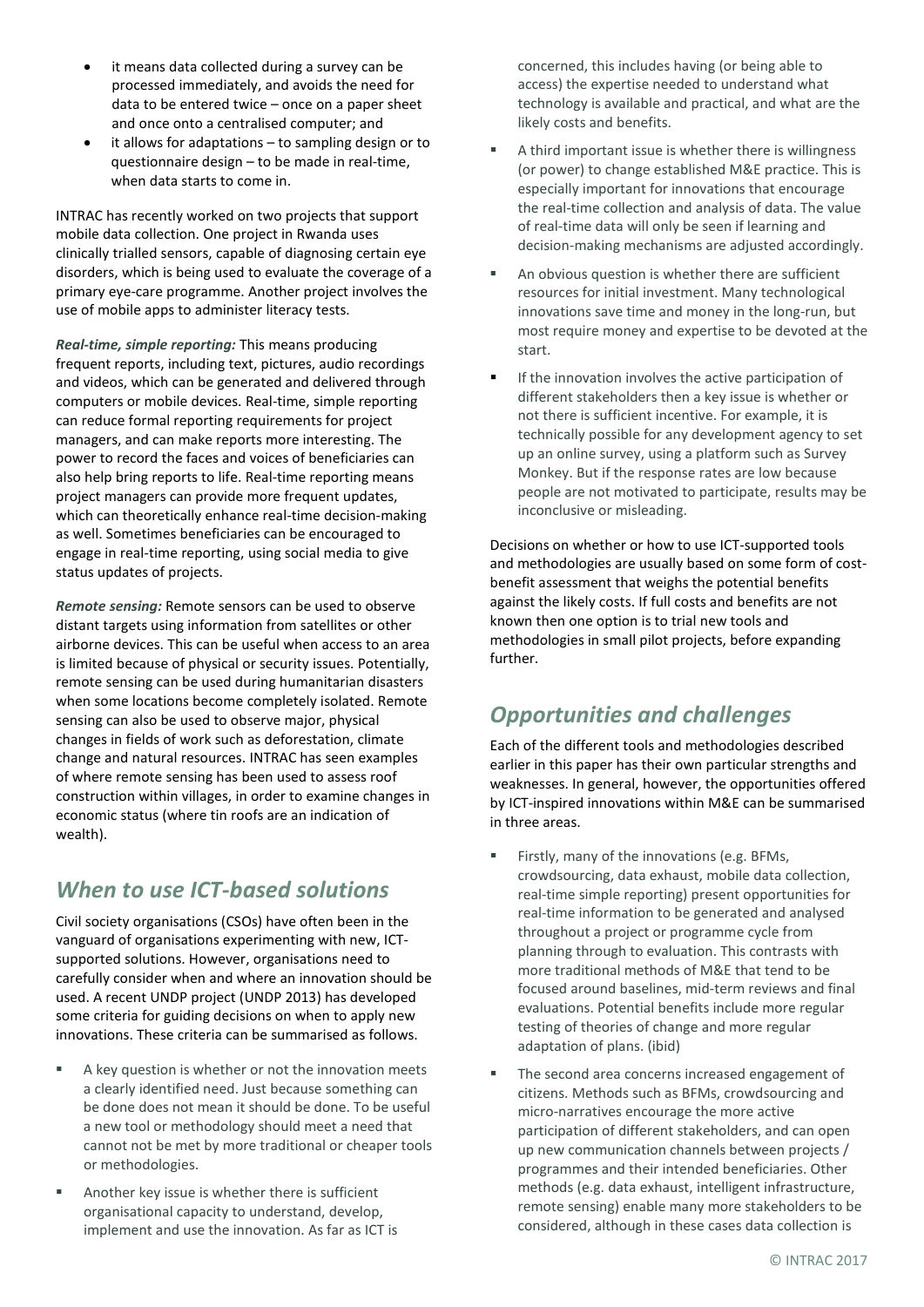- it means data collected during a survey can be processed immediately, and avoids the need for data to be entered twice – once on a paper sheet and once onto a centralised computer; and
- it allows for adaptations – to sampling design or to questionnaire design – to be made in real-time, when data starts to come in.

INTRAC has recently worked on two projects that support mobile data collection. One project in Rwanda uses clinically trialled sensors, capable of diagnosing certain eye disorders, which is being used to evaluate the coverage of a primary eye-care programme. Another project involves the use of mobile apps to administer literacy tests.

***Real-time, simple reporting:*** This means producing frequent reports, including text, pictures, audio recordings and videos, which can be generated and delivered through computers or mobile devices. Real-time, simple reporting can reduce formal reporting requirements for project managers, and can make reports more interesting. The power to record the faces and voices of beneficiaries can also help bring reports to life. Real-time reporting means project managers can provide more frequent updates, which can theoretically enhance real-time decision-making as well. Sometimes beneficiaries can be encouraged to engage in real-time reporting, using social media to give status updates of projects.

***Remote sensing:*** Remote sensors can be used to observe distant targets using information from satellites or other airborne devices. This can be useful when access to an area is limited because of physical or security issues. Potentially, remote sensing can be used during humanitarian disasters when some locations become completely isolated. Remote sensing can also be used to observe major, physical changes in fields of work such as deforestation, climate change and natural resources. INTRAC has seen examples of where remote sensing has been used to assess roof construction within villages, in order to examine changes in economic status (where tin roofs are an indication of wealth).

## *When to use ICT-based solutions*

Civil society organisations (CSOs) have often been in the vanguard of organisations experimenting with new, ICT-supported solutions. However, organisations need to carefully consider when and where an innovation should be used. A recent UNDP project (UNDP 2013) has developed some criteria for guiding decisions on when to apply new innovations. These criteria can be summarised as follows.

- A key question is whether or not the innovation meets a clearly identified need. Just because something can be done does not mean it should be done. To be useful a new tool or methodology should meet a need that cannot not be met by more traditional or cheaper tools or methodologies.
- Another key issue is whether there is sufficient organisational capacity to understand, develop, implement and use the innovation. As far as ICT is concerned, this includes having (or being able to access) the expertise needed to understand what technology is available and practical, and what are the likely costs and benefits.
- A third important issue is whether there is willingness (or power) to change established M&E practice. This is especially important for innovations that encourage the real-time collection and analysis of data. The value of real-time data will only be seen if learning and decision-making mechanisms are adjusted accordingly.
- An obvious question is whether there are sufficient resources for initial investment. Many technological innovations save time and money in the long-run, but most require money and expertise to be devoted at the start.
- If the innovation involves the active participation of different stakeholders then a key issue is whether or not there is sufficient incentive. For example, it is technically possible for any development agency to set up an online survey, using a platform such as Survey Monkey. But if the response rates are low because people are not motivated to participate, results may be inconclusive or misleading.

Decisions on whether or how to use ICT-supported tools and methodologies are usually based on some form of cost-benefit assessment that weighs the potential benefits against the likely costs. If full costs and benefits are not known then one option is to trial new tools and methodologies in small pilot projects, before expanding further.

## *Opportunities and challenges*

Each of the different tools and methodologies described earlier in this paper has their own particular strengths and weaknesses. In general, however, the opportunities offered by ICT-inspired innovations within M&E can be summarised in three areas.

- Firstly, many of the innovations (e.g. BFMs, crowdsourcing, data exhaust, mobile data collection, real-time simple reporting) present opportunities for real-time information to be generated and analysed throughout a project or programme cycle from planning through to evaluation. This contrasts with more traditional methods of M&E that tend to be focused around baselines, mid-term reviews and final evaluations. Potential benefits include more regular testing of theories of change and more regular adaptation of plans. (ibid)
- The second area concerns increased engagement of citizens. Methods such as BFMs, crowdsourcing and micro-narratives encourage the more active participation of different stakeholders, and can open up new communication channels between projects / programmes and their intended beneficiaries. Other methods (e.g. data exhaust, intelligent infrastructure, remote sensing) enable many more stakeholders to be considered, although in these cases data collection is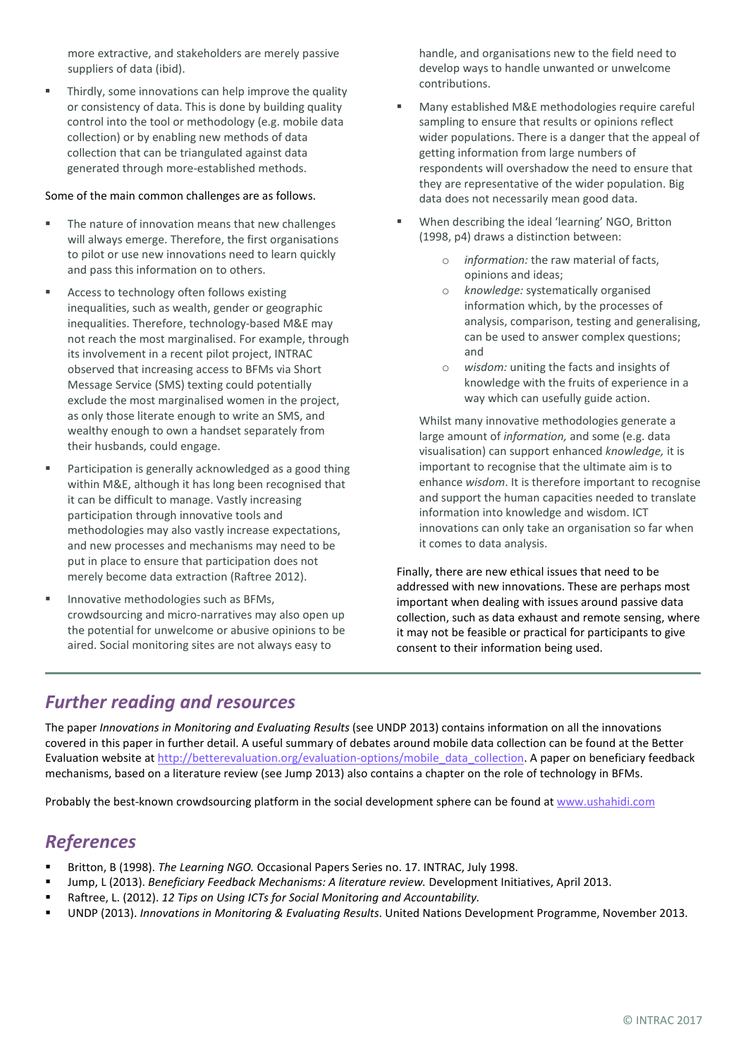more extractive, and stakeholders are merely passive suppliers of data (ibid).

- Thirdly, some innovations can help improve the quality or consistency of data. This is done by building quality control into the tool or methodology (e.g. mobile data collection) or by enabling new methods of data collection that can be triangulated against data generated through more-established methods.

Some of the main common challenges are as follows.

- The nature of innovation means that new challenges will always emerge. Therefore, the first organisations to pilot or use new innovations need to learn quickly and pass this information on to others.
- Access to technology often follows existing inequalities, such as wealth, gender or geographic inequalities. Therefore, technology-based M&E may not reach the most marginalised. For example, through its involvement in a recent pilot project, INTRAC observed that increasing access to BFMs via Short Message Service (SMS) texting could potentially exclude the most marginalised women in the project, as only those literate enough to write an SMS, and wealthy enough to own a handset separately from their husbands, could engage.
- Participation is generally acknowledged as a good thing within M&E, although it has long been recognised that it can be difficult to manage. Vastly increasing participation through innovative tools and methodologies may also vastly increase expectations, and new processes and mechanisms may need to be put in place to ensure that participation does not merely become data extraction (Raftree 2012).
- Innovative methodologies such as BFMs, crowdsourcing and micro-narratives may also open up the potential for unwelcome or abusive opinions to be aired. Social monitoring sites are not always easy to handle, and organisations new to the field need to develop ways to handle unwanted or unwelcome contributions.
- Many established M&E methodologies require careful sampling to ensure that results or opinions reflect wider populations. There is a danger that the appeal of getting information from large numbers of respondents will overshadow the need to ensure that they are representative of the wider population. Big data does not necessarily mean good data.
- When describing the ideal 'learning' NGO, Britton (1998, p4) draws a distinction between:
    - *information:* the raw material of facts, opinions and ideas;
    - *knowledge:* systematically organised information which, by the processes of analysis, comparison, testing and generalising, can be used to answer complex questions; and
    - *wisdom:* uniting the facts and insights of knowledge with the fruits of experience in a way which can usefully guide action.

  Whilst many innovative methodologies generate a large amount of *information,* and some (e.g. data visualisation) can support enhanced *knowledge,* it is important to recognise that the ultimate aim is to enhance *wisdom*. It is therefore important to recognise and support the human capacities needed to translate information into knowledge and wisdom. ICT innovations can only take an organisation so far when it comes to data analysis.

Finally, there are new ethical issues that need to be addressed with new innovations. These are perhaps most important when dealing with issues around passive data collection, such as data exhaust and remote sensing, where it may not be feasible or practical for participants to give consent to their information being used.

## Further reading and resources

The paper *Innovations in Monitoring and Evaluating Results* (see UNDP 2013) contains information on all the innovations covered in this paper in further detail. A useful summary of debates around mobile data collection can be found at the Better Evaluation website at http://betterevaluation.org/evaluation-options/mobile_data_collection. A paper on beneficiary feedback mechanisms, based on a literature review (see Jump 2013) also contains a chapter on the role of technology in BFMs.

Probably the best-known crowdsourcing platform in the social development sphere can be found at www.ushahidi.com

## References

- Britton, B (1998). *The Learning NGO.* Occasional Papers Series no. 17. INTRAC, July 1998.
- Jump, L (2013). *Beneficiary Feedback Mechanisms: A literature review.* Development Initiatives, April 2013.
- Raftree, L. (2012). *12 Tips on Using ICTs for Social Monitoring and Accountability.*
- UNDP (2013). *Innovations in Monitoring & Evaluating Results*. United Nations Development Programme, November 2013.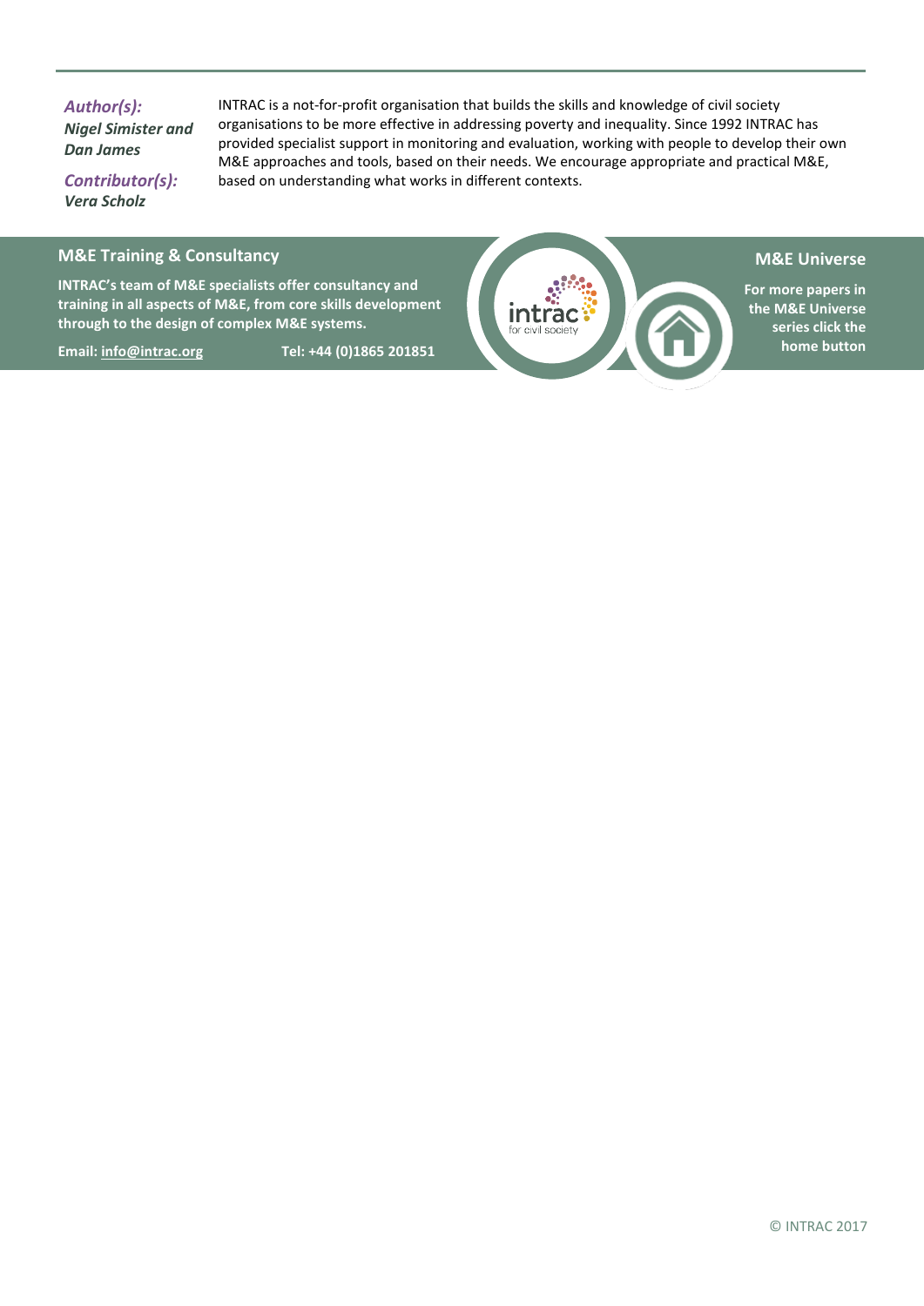***Author(s):***
***Nigel Simister and Dan James***

***Contributor(s):***
***Vera Scholz***

INTRAC is a not-for-profit organisation that builds the skills and knowledge of civil society organisations to be more effective in addressing poverty and inequality. Since 1992 INTRAC has provided specialist support in monitoring and evaluation, working with people to develop their own M&E approaches and tools, based on their needs. We encourage appropriate and practical M&E, based on understanding what works in different contexts.

## M&E Training & Consultancy

**INTRAC's team of M&E specialists offer consultancy and training in all aspects of M&E, from core skills development through to the design of complex M&E systems.**

**Email: info@intrac.org** **Tel: +44 (0)1865 201851**

## M&E Universe

**For more papers in the M&E Universe series click the home button**

© INTRAC 2017